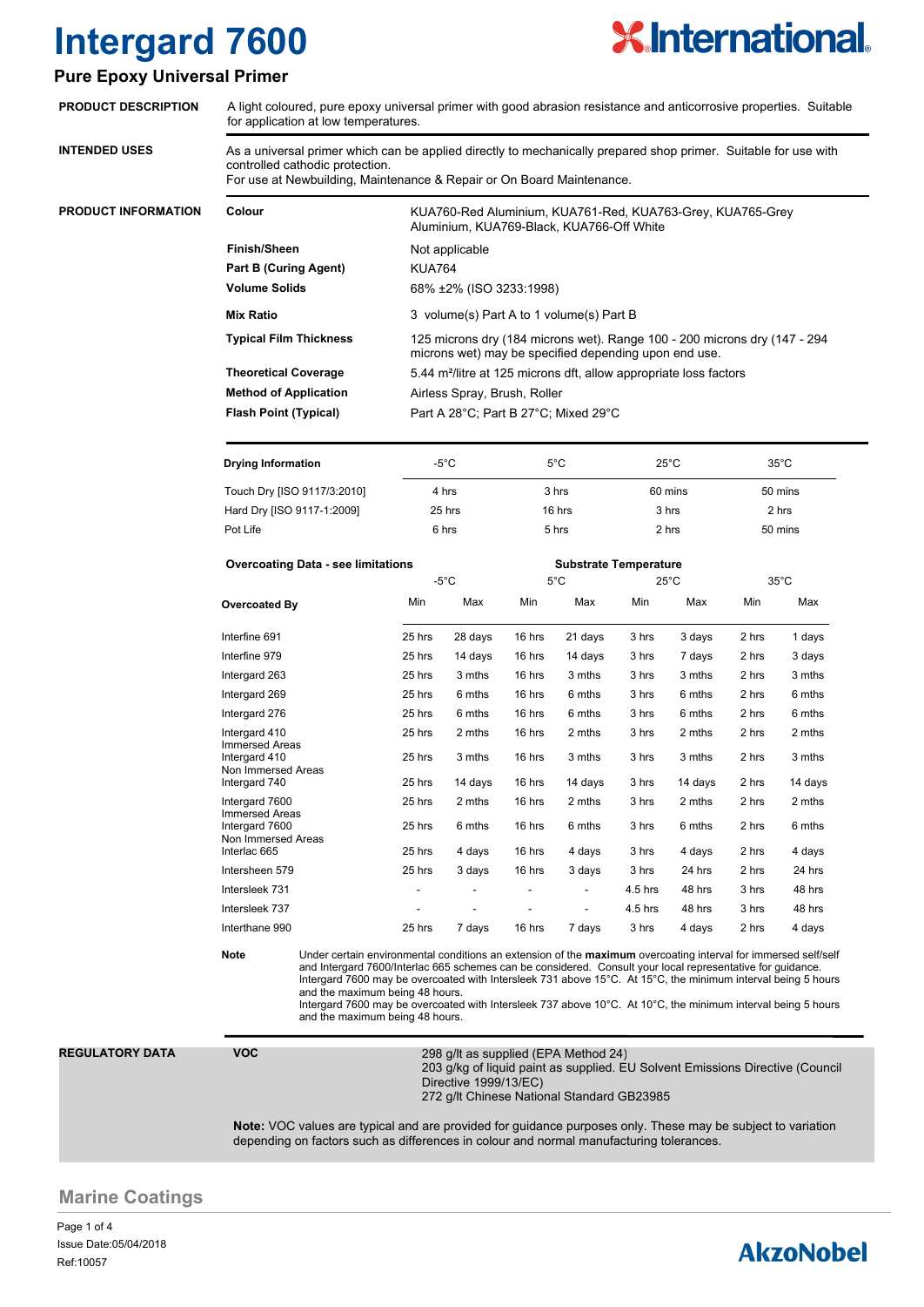# Intergard 7600

## Pure Epoxy Universal Primer

**PRODUCT DESCRIPTION**

A light coloured, pure epoxy universal primer with good abrasion resistance and anticorrosive properties. Suitable for application at low temperatures.

**INTENDED USES**

As a universal primer which can be applied directly to mechanically prepared shop primer. Suitable for use with controlled cathodic protection.
For use at Newbuilding, Maintenance & Repair or On Board Maintenance.

**PRODUCT INFORMATION**

| | |
|---|---|
| **Colour** | KUA760-Red Aluminium, KUA761-Red, KUA763-Grey, KUA765-Grey Aluminium, KUA769-Black, KUA766-Off White |
| **Finish/Sheen** | Not applicable |
| **Part B (Curing Agent)** | KUA764 |
| **Volume Solids** | 68% ±2% (ISO 3233:1998) |
| **Mix Ratio** | 3 volume(s) Part A to 1 volume(s) Part B |
| **Typical Film Thickness** | 125 microns dry (184 microns wet). Range 100 - 200 microns dry (147 - 294 microns wet) may be specified depending upon end use. |
| **Theoretical Coverage** | 5.44 m²/litre at 125 microns dft, allow appropriate loss factors |
| **Method of Application** | Airless Spray, Brush, Roller |
| **Flash Point (Typical)** | Part A 28°C; Part B 27°C; Mixed 29°C |

| **Drying Information** | -5°C | 5°C | 25°C | 35°C |
|---|---|---|---|---|
| Touch Dry [ISO 9117/3:2010] | 4 hrs | 3 hrs | 60 mins | 50 mins |
| Hard Dry [ISO 9117-1:2009] | 25 hrs | 16 hrs | 3 hrs | 2 hrs |
| Pot Life | 6 hrs | 5 hrs | 2 hrs | 50 mins |

| **Overcoating Data - see limitations** | **Substrate Temperature** | | | | | | | |
|---|---|---|---|---|---|---|---|---|
| | -5°C | | 5°C | | 25°C | | 35°C | |
| **Overcoated By** | Min | Max | Min | Max | Min | Max | Min | Max |
| Interfine 691 | 25 hrs | 28 days | 16 hrs | 21 days | 3 hrs | 3 days | 2 hrs | 1 days |
| Interfine 979 | 25 hrs | 14 days | 16 hrs | 14 days | 3 hrs | 7 days | 2 hrs | 3 days |
| Intergard 263 | 25 hrs | 3 mths | 16 hrs | 3 mths | 3 hrs | 3 mths | 2 hrs | 3 mths |
| Intergard 269 | 25 hrs | 6 mths | 16 hrs | 6 mths | 3 hrs | 6 mths | 2 hrs | 6 mths |
| Intergard 276 | 25 hrs | 6 mths | 16 hrs | 6 mths | 3 hrs | 6 mths | 2 hrs | 6 mths |
| Intergard 410 Immersed Areas | 25 hrs | 2 mths | 16 hrs | 2 mths | 3 hrs | 2 mths | 2 hrs | 2 mths |
| Intergard 410 Non Immersed Areas | 25 hrs | 3 mths | 16 hrs | 3 mths | 3 hrs | 3 mths | 2 hrs | 3 mths |
| Intergard 740 | 25 hrs | 14 days | 16 hrs | 14 days | 3 hrs | 14 days | 2 hrs | 14 days |
| Intergard 7600 Immersed Areas | 25 hrs | 2 mths | 16 hrs | 2 mths | 3 hrs | 2 mths | 2 hrs | 2 mths |
| Intergard 7600 Non Immersed Areas | 25 hrs | 6 mths | 16 hrs | 6 mths | 3 hrs | 6 mths | 2 hrs | 6 mths |
| Interlac 665 | 25 hrs | 4 days | 16 hrs | 4 days | 3 hrs | 4 days | 2 hrs | 4 days |
| Intersheen 579 | 25 hrs | 3 days | 16 hrs | 3 days | 3 hrs | 24 hrs | 2 hrs | 24 hrs |
| Intersleek 731 | - | - | - | - | 4.5 hrs | 48 hrs | 3 hrs | 48 hrs |
| Intersleek 737 | - | - | - | - | 4.5 hrs | 48 hrs | 3 hrs | 48 hrs |
| Interthane 990 | 25 hrs | 7 days | 16 hrs | 7 days | 3 hrs | 4 days | 2 hrs | 4 days |

**Note** Under certain environmental conditions an extension of the **maximum** overcoating interval for immersed self/self and Intergard 7600/Interlac 665 schemes can be considered. Consult your local representative for guidance.
Intergard 7600 may be overcoated with Intersleek 731 above 15°C. At 15°C, the minimum interval being 5 hours and the maximum being 48 hours.
Intergard 7600 may be overcoated with Intersleek 737 above 10°C. At 10°C, the minimum interval being 5 hours and the maximum being 48 hours.

**REGULATORY DATA**

**VOC**

298 g/lt as supplied (EPA Method 24)
203 g/kg of liquid paint as supplied. EU Solvent Emissions Directive (Council Directive 1999/13/EC)
272 g/lt Chinese National Standard GB23985

**Note:** VOC values are typical and are provided for guidance purposes only. These may be subject to variation depending on factors such as differences in colour and normal manufacturing tolerances.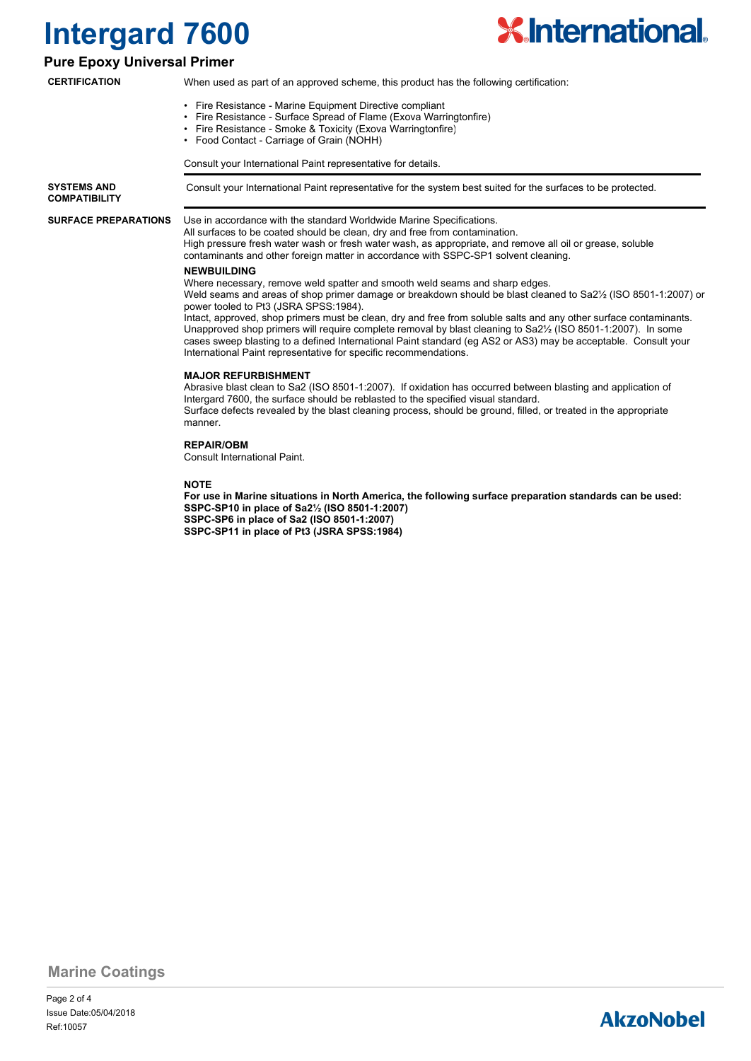**CERTIFICATION**

When used as part of an approved scheme, this product has the following certification:

- Fire Resistance - Marine Equipment Directive compliant
- Fire Resistance - Surface Spread of Flame (Exova Warringtonfire)
- Fire Resistance - Smoke & Toxicity (Exova Warringtonfire)
- Food Contact - Carriage of Grain (NOHH)

Consult your International Paint representative for details.

**SYSTEMS AND COMPATIBILITY**

Consult your International Paint representative for the system best suited for the surfaces to be protected.

**SURFACE PREPARATIONS**

Use in accordance with the standard Worldwide Marine Specifications.
All surfaces to be coated should be clean, dry and free from contamination.
High pressure fresh water wash or fresh water wash, as appropriate, and remove all oil or grease, soluble contaminants and other foreign matter in accordance with SSPC-SP1 solvent cleaning.

**NEWBUILDING**

Where necessary, remove weld spatter and smooth weld seams and sharp edges.
Weld seams and areas of shop primer damage or breakdown should be blast cleaned to Sa2½ (ISO 8501-1:2007) or power tooled to Pt3 (JSRA SPSS:1984).
Intact, approved, shop primers must be clean, dry and free from soluble salts and any other surface contaminants. Unapproved shop primers will require complete removal by blast cleaning to Sa2½ (ISO 8501-1:2007). In some cases sweep blasting to a defined International Paint standard (eg AS2 or AS3) may be acceptable. Consult your International Paint representative for specific recommendations.

**MAJOR REFURBISHMENT**

Abrasive blast clean to Sa2 (ISO 8501-1:2007). If oxidation has occurred between blasting and application of Intergard 7600, the surface should be reblasted to the specified visual standard.
Surface defects revealed by the blast cleaning process, should be ground, filled, or treated in the appropriate manner.

**REPAIR/OBM**

Consult International Paint.

**NOTE**

**For use in Marine situations in North America, the following surface preparation standards can be used:**
**SSPC-SP10 in place of Sa2½ (ISO 8501-1:2007)**
**SSPC-SP6 in place of Sa2 (ISO 8501-1:2007)**
**SSPC-SP11 in place of Pt3 (JSRA SPSS:1984)**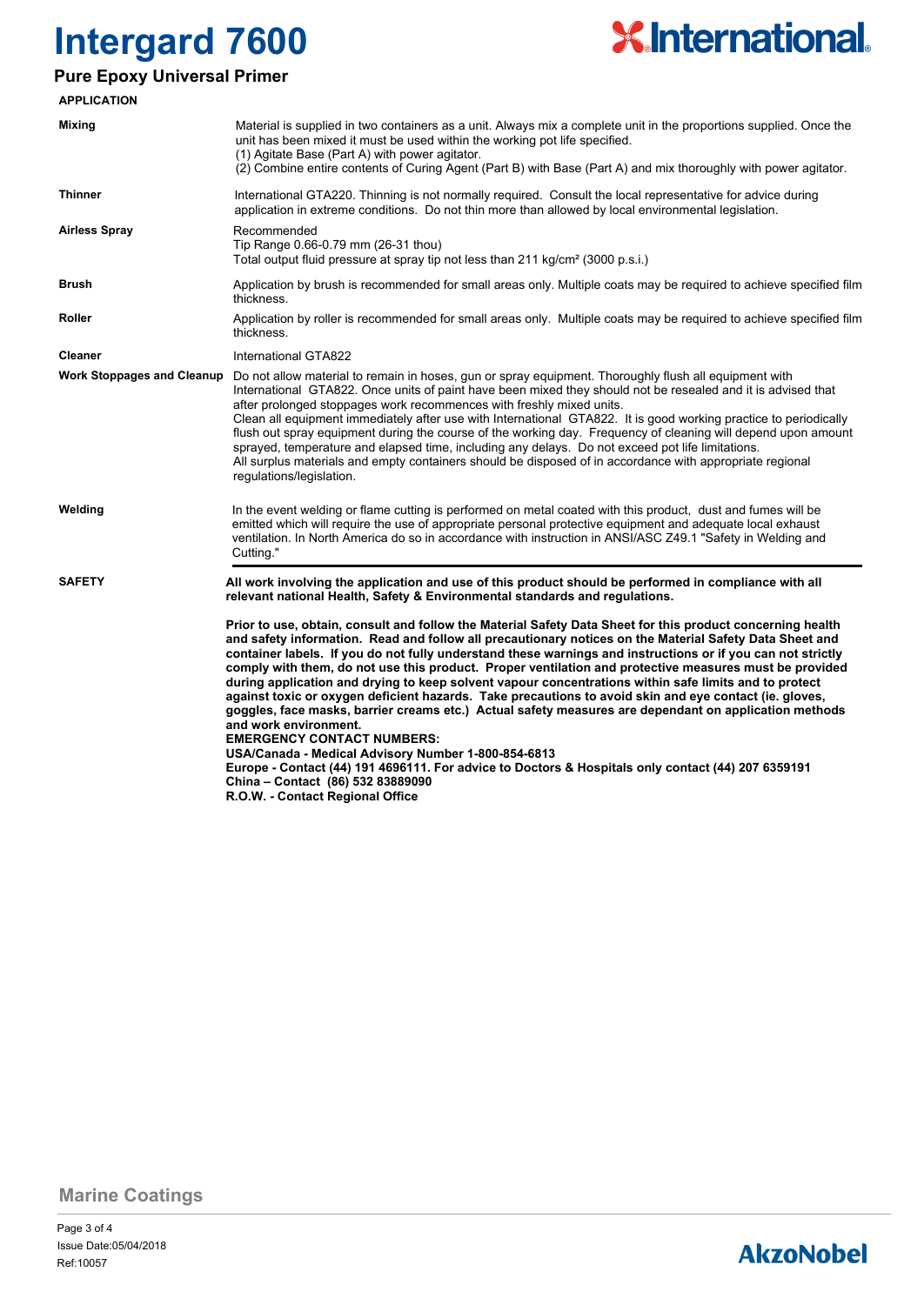# Intergard 7600

## Pure Epoxy Universal Primer

### APPLICATION

| | |
|---|---|
| **Mixing** | Material is supplied in two containers as a unit. Always mix a complete unit in the proportions supplied. Once the unit has been mixed it must be used within the working pot life specified.<br>(1) Agitate Base (Part A) with power agitator.<br>(2) Combine entire contents of Curing Agent (Part B) with Base (Part A) and mix thoroughly with power agitator. |
| **Thinner** | International GTA220. Thinning is not normally required. Consult the local representative for advice during application in extreme conditions. Do not thin more than allowed by local environmental legislation. |
| **Airless Spray** | Recommended<br>Tip Range 0.66-0.79 mm (26-31 thou)<br>Total output fluid pressure at spray tip not less than 211 kg/cm² (3000 p.s.i.) |
| **Brush** | Application by brush is recommended for small areas only. Multiple coats may be required to achieve specified film thickness. |
| **Roller** | Application by roller is recommended for small areas only. Multiple coats may be required to achieve specified film thickness. |
| **Cleaner** | International GTA822 |
| **Work Stoppages and Cleanup** | Do not allow material to remain in hoses, gun or spray equipment. Thoroughly flush all equipment with International GTA822. Once units of paint have been mixed they should not be resealed and it is advised that after prolonged stoppages work recommences with freshly mixed units.<br>Clean all equipment immediately after use with International GTA822. It is good working practice to periodically flush out spray equipment during the course of the working day. Frequency of cleaning will depend upon amount sprayed, temperature and elapsed time, including any delays. Do not exceed pot life limitations.<br>All surplus materials and empty containers should be disposed of in accordance with appropriate regional regulations/legislation. |
| **Welding** | In the event welding or flame cutting is performed on metal coated with this product, dust and fumes will be emitted which will require the use of appropriate personal protective equipment and adequate local exhaust ventilation. In North America do so in accordance with instruction in ANSI/ASC Z49.1 "Safety in Welding and Cutting." |

### SAFETY

**All work involving the application and use of this product should be performed in compliance with all relevant national Health, Safety & Environmental standards and regulations.**

**Prior to use, obtain, consult and follow the Material Safety Data Sheet for this product concerning health and safety information. Read and follow all precautionary notices on the Material Safety Data Sheet and container labels. If you do not fully understand these warnings and instructions or if you can not strictly comply with them, do not use this product. Proper ventilation and protective measures must be provided during application and drying to keep solvent vapour concentrations within safe limits and to protect against toxic or oxygen deficient hazards. Take precautions to avoid skin and eye contact (ie. gloves, goggles, face masks, barrier creams etc.) Actual safety measures are dependant on application methods and work environment.**

**EMERGENCY CONTACT NUMBERS:**
**USA/Canada - Medical Advisory Number 1-800-854-6813**
**Europe - Contact (44) 191 4696111. For advice to Doctors & Hospitals only contact (44) 207 6359191**
**China – Contact (86) 532 83889090**
**R.O.W. - Contact Regional Office**

Marine Coatings

Issue Date:05/04/2018
Ref:10057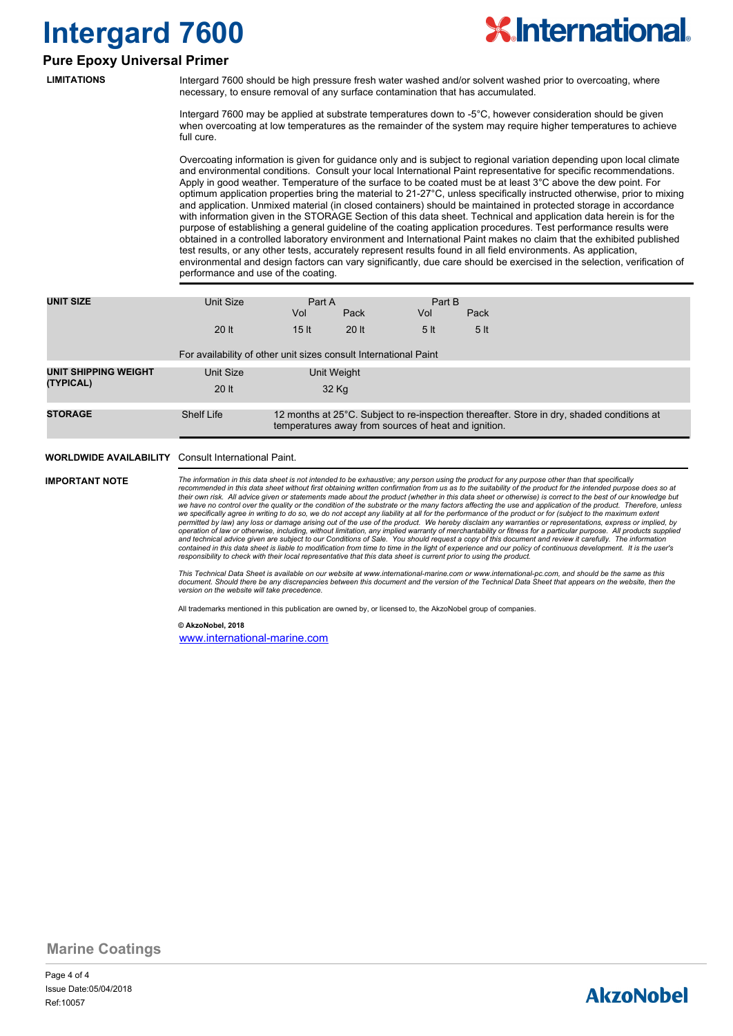**LIMITATIONS**

Intergard 7600 should be high pressure fresh water washed and/or solvent washed prior to overcoating, where necessary, to ensure removal of any surface contamination that has accumulated.

Intergard 7600 may be applied at substrate temperatures down to -5°C, however consideration should be given when overcoating at low temperatures as the remainder of the system may require higher temperatures to achieve full cure.

Overcoating information is given for guidance only and is subject to regional variation depending upon local climate and environmental conditions. Consult your local International Paint representative for specific recommendations. Apply in good weather. Temperature of the surface to be coated must be at least 3°C above the dew point. For optimum application properties bring the material to 21-27°C, unless specifically instructed otherwise, prior to mixing and application. Unmixed material (in closed containers) should be maintained in protected storage in accordance with information given in the STORAGE Section of this data sheet. Technical and application data herein is for the purpose of establishing a general guideline of the coating application procedures. Test performance results were obtained in a controlled laboratory environment and International Paint makes no claim that the exhibited published test results, or any other tests, accurately represent results found in all field environments. As application, environmental and design factors can vary significantly, due care should be exercised in the selection, verification of performance and use of the coating.

**UNIT SIZE**

| Unit Size | Part A | | Part B | |
|---|---|---|---|---|
| | Vol | Pack | Vol | Pack |
| 20 lt | 15 lt | 20 lt | 5 lt | 5 lt |

For availability of other unit sizes consult International Paint

**UNIT SHIPPING WEIGHT (TYPICAL)**

| Unit Size | Unit Weight |
|---|---|
| 20 lt | 32 Kg |

**STORAGE**

| | |
|---|---|
| Shelf Life | 12 months at 25°C. Subject to re-inspection thereafter. Store in dry, shaded conditions at temperatures away from sources of heat and ignition. |

**WORLDWIDE AVAILABILITY** Consult International Paint.

**IMPORTANT NOTE**

*The information in this data sheet is not intended to be exhaustive; any person using the product for any purpose other than that specifically recommended in this data sheet without first obtaining written confirmation from us as to the suitability of the product for the intended purpose does so at their own risk. All advice given or statements made about the product (whether in this data sheet or otherwise) is correct to the best of our knowledge but we have no control over the quality or the condition of the substrate or the many factors affecting the use and application of the product. Therefore, unless we specifically agree in writing to do so, we do not accept any liability at all for the performance of the product or for (subject to the maximum extent permitted by law) any loss or damage arising out of the use of the product. We hereby disclaim any warranties or representations, express or implied, by operation of law or otherwise, including, without limitation, any implied warranty of merchantability or fitness for a particular purpose. All products supplied and technical advice given are subject to our Conditions of Sale. You should request a copy of this document and review it carefully. The information contained in this data sheet is liable to modification from time to time in the light of experience and our policy of continuous development. It is the user's responsibility to check with their local representative that this data sheet is current prior to using the product.*

*This Technical Data Sheet is available on our website at www.international-marine.com or www.international-pc.com, and should be the same as this document. Should there be any discrepancies between this document and the version of the Technical Data Sheet that appears on the website, then the version on the website will take precedence.*

All trademarks mentioned in this publication are owned by, or licensed to, the AkzoNobel group of companies.

**© AkzoNobel, 2018**

www.international-marine.com